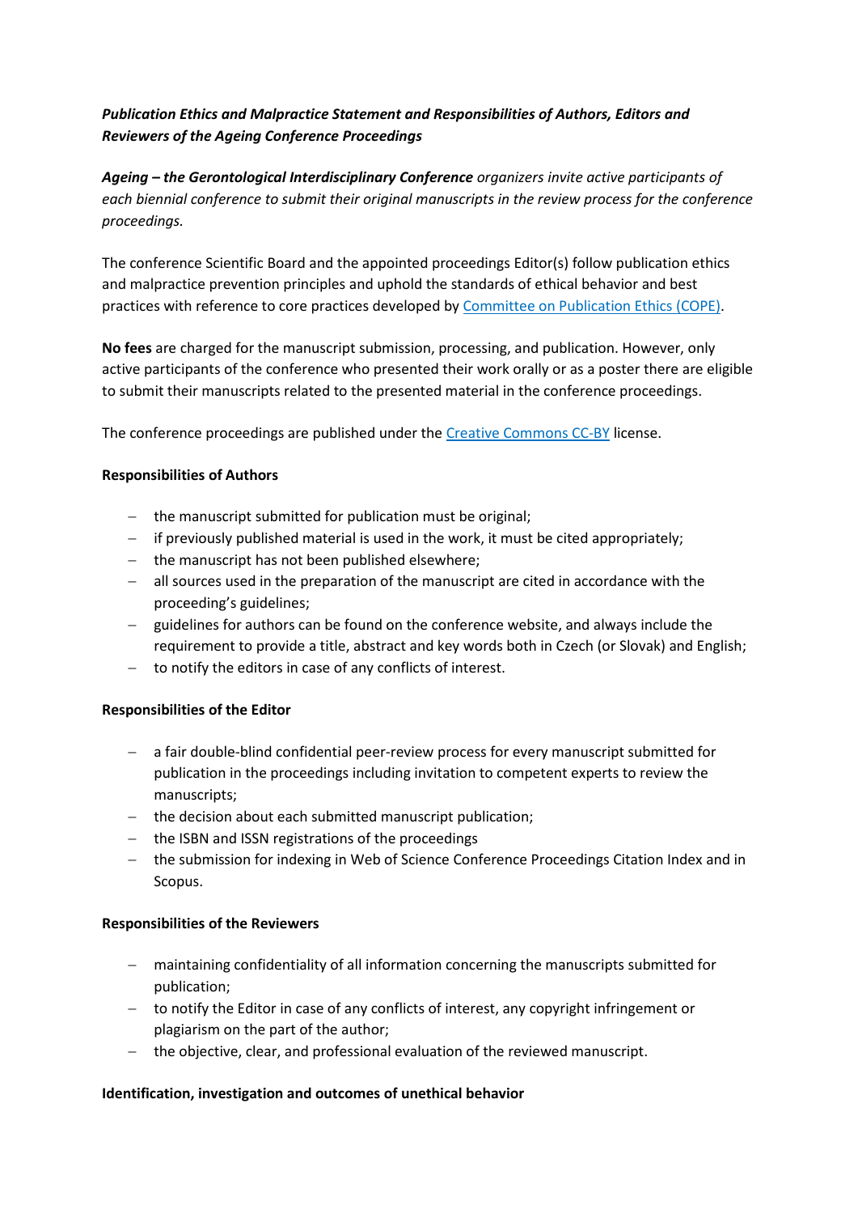***Publication Ethics and Malpractice Statement and Responsibilities of Authors, Editors and Reviewers of the Ageing Conference Proceedings***

***Ageing – the Gerontological Interdisciplinary Conference*** *organizers invite active participants of each biennial conference to submit their original manuscripts in the review process for the conference proceedings.*

The conference Scientific Board and the appointed proceedings Editor(s) follow publication ethics and malpractice prevention principles and uphold the standards of ethical behavior and best practices with reference to core practices developed by [Committee on Publication Ethics (COPE)](https://publicationethics.org/).

**No fees** are charged for the manuscript submission, processing, and publication. However, only active participants of the conference who presented their work orally or as a poster there are eligible to submit their manuscripts related to the presented material in the conference proceedings.

The conference proceedings are published under the [Creative Commons CC-BY](https://creativecommons.org/licenses/by/4.0/) license.

**Responsibilities of Authors**

- the manuscript submitted for publication must be original;
- if previously published material is used in the work, it must be cited appropriately;
- the manuscript has not been published elsewhere;
- all sources used in the preparation of the manuscript are cited in accordance with the proceeding's guidelines;
- guidelines for authors can be found on the conference website, and always include the requirement to provide a title, abstract and key words both in Czech (or Slovak) and English;
- to notify the editors in case of any conflicts of interest.

**Responsibilities of the Editor**

- a fair double-blind confidential peer-review process for every manuscript submitted for publication in the proceedings including invitation to competent experts to review the manuscripts;
- the decision about each submitted manuscript publication;
- the ISBN and ISSN registrations of the proceedings
- the submission for indexing in Web of Science Conference Proceedings Citation Index and in Scopus.

**Responsibilities of the Reviewers**

- maintaining confidentiality of all information concerning the manuscripts submitted for publication;
- to notify the Editor in case of any conflicts of interest, any copyright infringement or plagiarism on the part of the author;
- the objective, clear, and professional evaluation of the reviewed manuscript.

**Identification, investigation and outcomes of unethical behavior**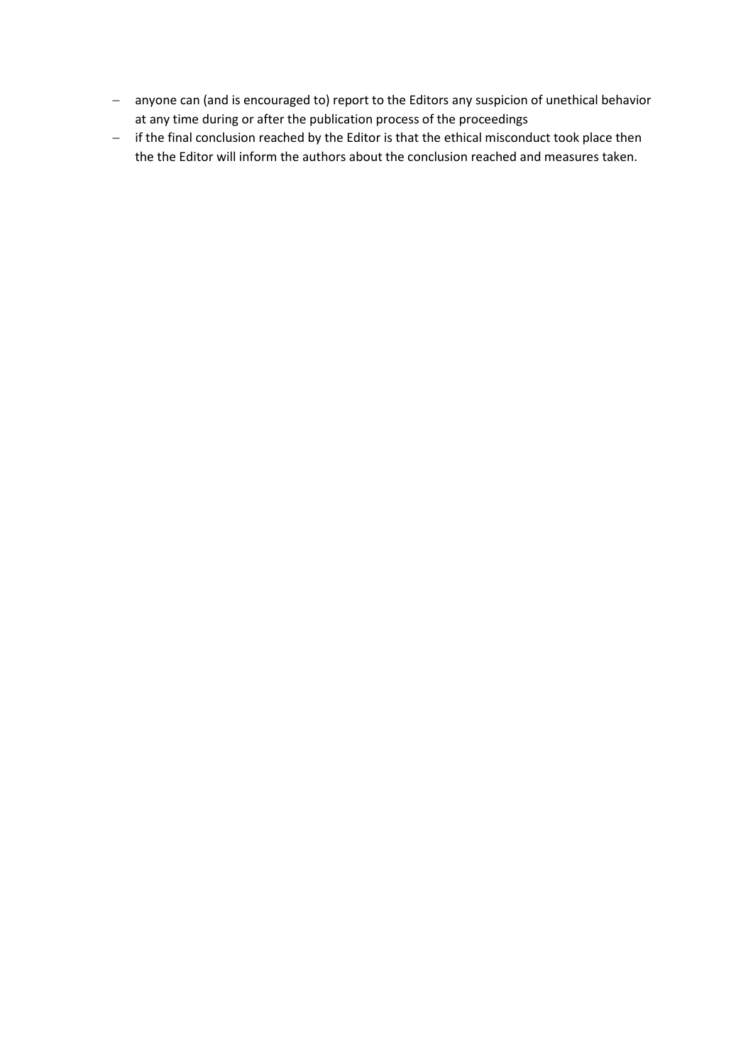- anyone can (and is encouraged to) report to the Editors any suspicion of unethical behavior at any time during or after the publication process of the proceedings
- if the final conclusion reached by the Editor is that the ethical misconduct took place then the the Editor will inform the authors about the conclusion reached and measures taken.